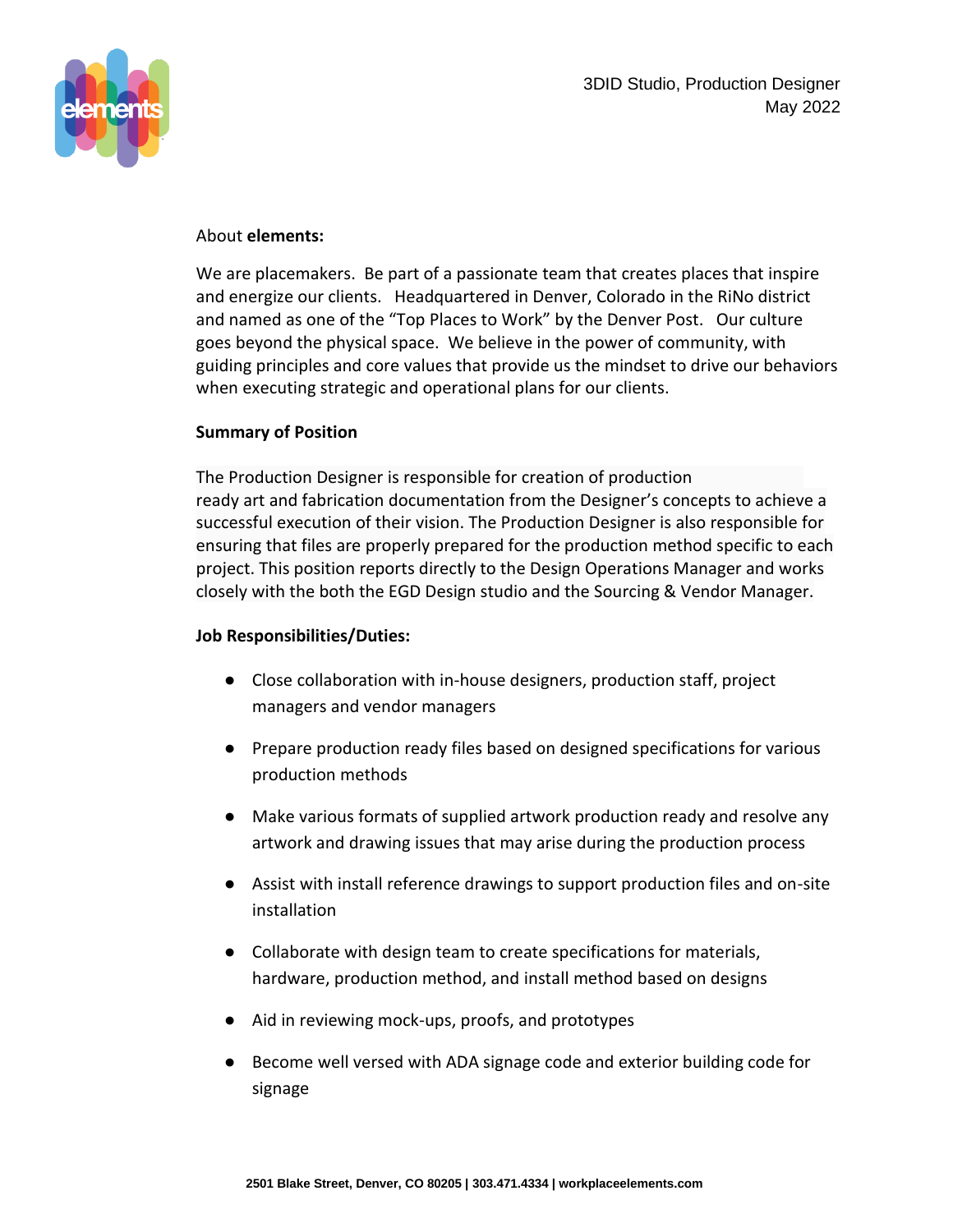3DID Studio, Production Designer
May 2022

About **elements:**

We are placemakers. Be part of a passionate team that creates places that inspire and energize our clients. Headquartered in Denver, Colorado in the RiNo district and named as one of the "Top Places to Work" by the Denver Post. Our culture goes beyond the physical space. We believe in the power of community, with guiding principles and core values that provide us the mindset to drive our behaviors when executing strategic and operational plans for our clients.

**Summary of Position**

The Production Designer is responsible for creation of production ready art and fabrication documentation from the Designer's concepts to achieve a successful execution of their vision. The Production Designer is also responsible for ensuring that files are properly prepared for the production method specific to each project. This position reports directly to the Design Operations Manager and works closely with the both the EGD Design studio and the Sourcing & Vendor Manager.

**Job Responsibilities/Duties:**

- Close collaboration with in-house designers, production staff, project managers and vendor managers
- Prepare production ready files based on designed specifications for various production methods
- Make various formats of supplied artwork production ready and resolve any artwork and drawing issues that may arise during the production process
- Assist with install reference drawings to support production files and on-site installation
- Collaborate with design team to create specifications for materials, hardware, production method, and install method based on designs
- Aid in reviewing mock-ups, proofs, and prototypes
- Become well versed with ADA signage code and exterior building code for signage

**2501 Blake Street, Denver, CO 80205 | 303.471.4334 | workplaceelements.com**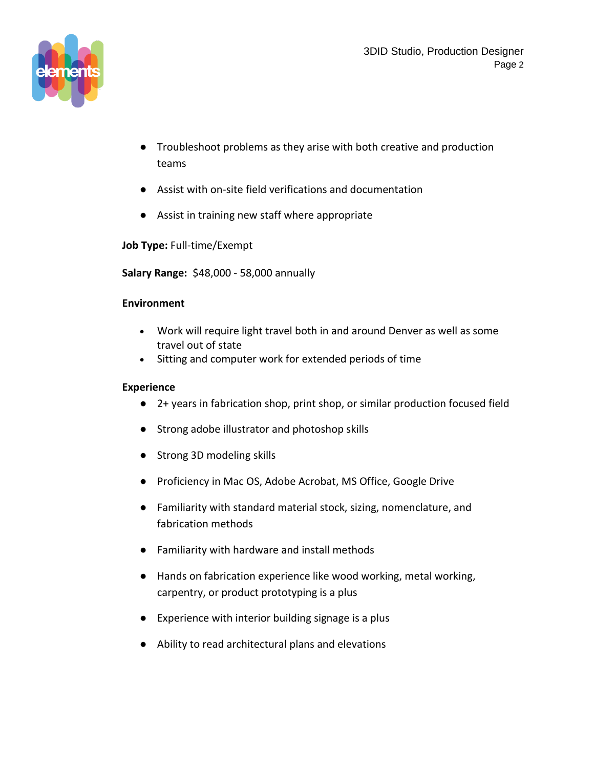- Troubleshoot problems as they arise with both creative and production teams
- Assist with on-site field verifications and documentation
- Assist in training new staff where appropriate

**Job Type:** Full-time/Exempt

**Salary Range:** $48,000 - 58,000 annually

**Environment**

- Work will require light travel both in and around Denver as well as some travel out of state
- Sitting and computer work for extended periods of time

**Experience**

- 2+ years in fabrication shop, print shop, or similar production focused field
- Strong adobe illustrator and photoshop skills
- Strong 3D modeling skills
- Proficiency in Mac OS, Adobe Acrobat, MS Office, Google Drive
- Familiarity with standard material stock, sizing, nomenclature, and fabrication methods
- Familiarity with hardware and install methods
- Hands on fabrication experience like wood working, metal working, carpentry, or product prototyping is a plus
- Experience with interior building signage is a plus
- Ability to read architectural plans and elevations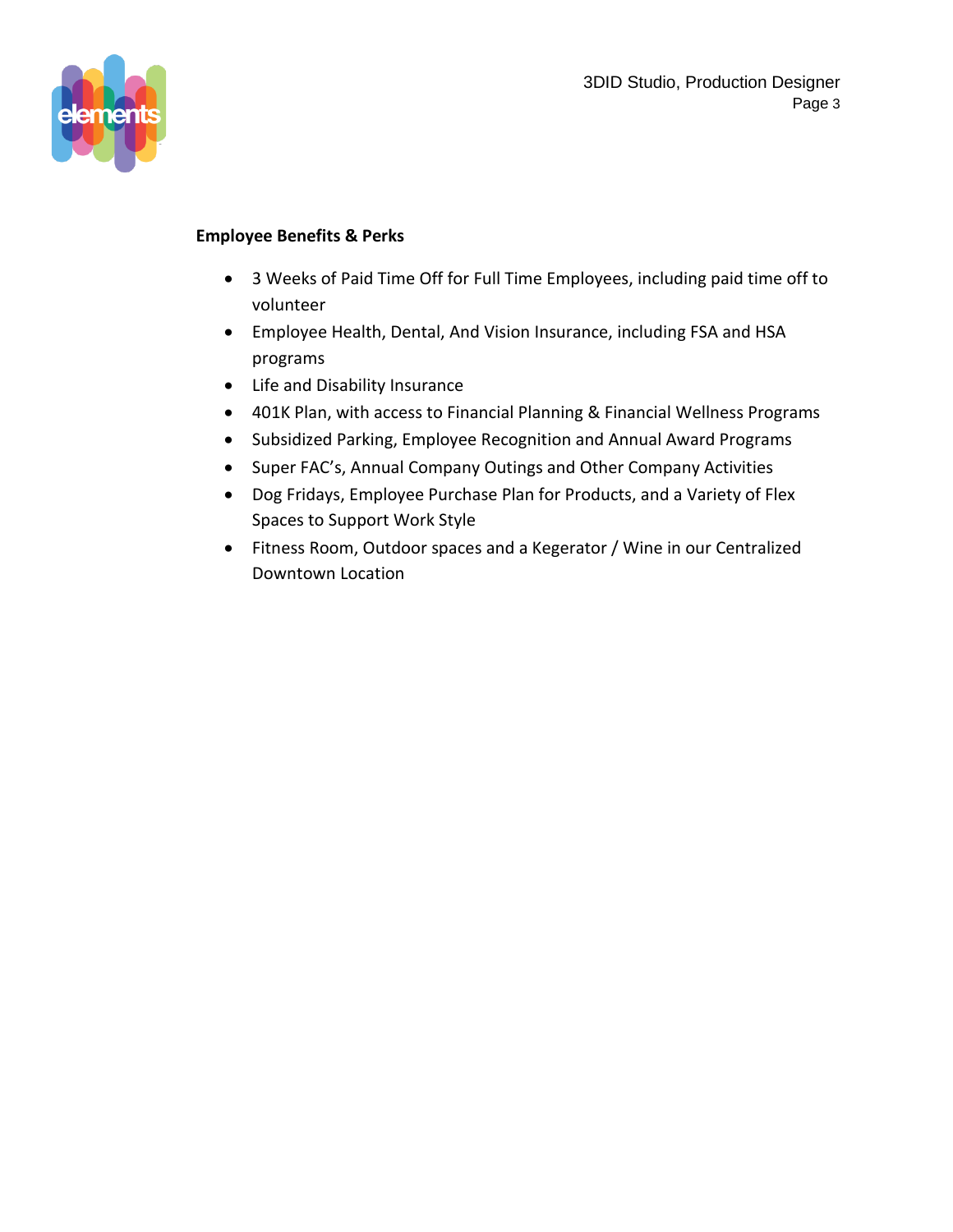**Employee Benefits & Perks**

- 3 Weeks of Paid Time Off for Full Time Employees, including paid time off to volunteer
- Employee Health, Dental, And Vision Insurance, including FSA and HSA programs
- Life and Disability Insurance
- 401K Plan, with access to Financial Planning & Financial Wellness Programs
- Subsidized Parking, Employee Recognition and Annual Award Programs
- Super FAC's, Annual Company Outings and Other Company Activities
- Dog Fridays, Employee Purchase Plan for Products, and a Variety of Flex Spaces to Support Work Style
- Fitness Room, Outdoor spaces and a Kegerator / Wine in our Centralized Downtown Location